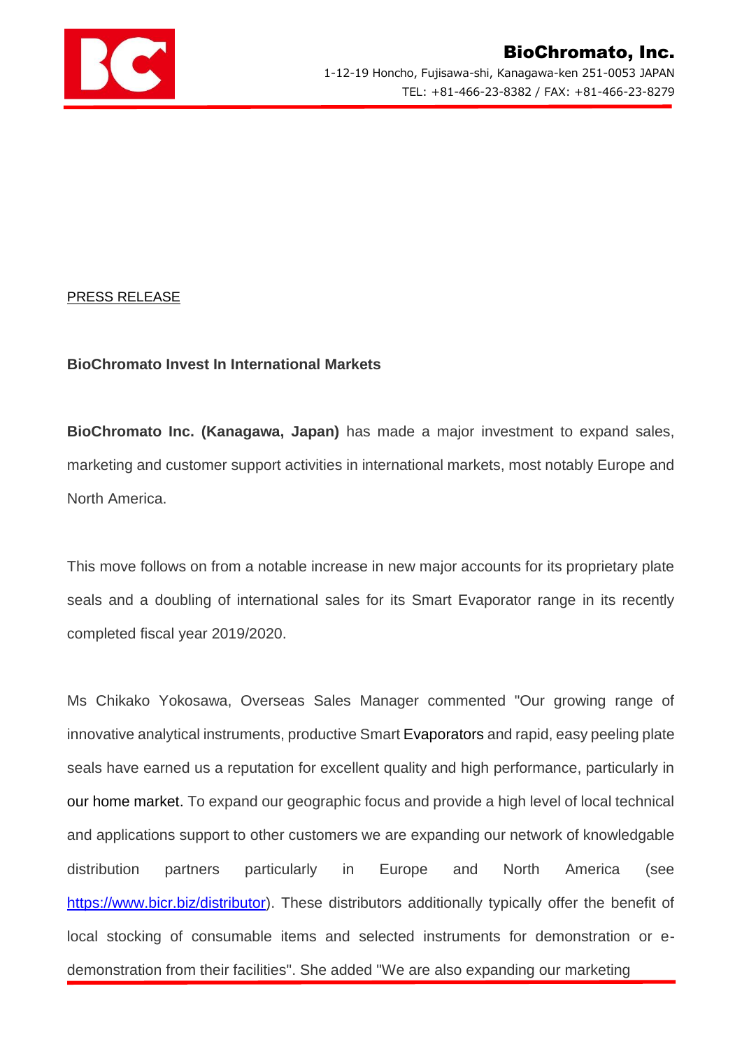**BioChromato, Inc.**
1-12-19 Honcho, Fujisawa-shi, Kanagawa-ken 251-0053 JAPAN
TEL: +81-466-23-8382 / FAX: +81-466-23-8279

PRESS RELEASE

**BioChromato Invest In International Markets**

**BioChromato Inc. (Kanagawa, Japan)** has made a major investment to expand sales, marketing and customer support activities in international markets, most notably Europe and North America.

This move follows on from a notable increase in new major accounts for its proprietary plate seals and a doubling of international sales for its Smart Evaporator range in its recently completed fiscal year 2019/2020.

Ms Chikako Yokosawa, Overseas Sales Manager commented "Our growing range of innovative analytical instruments, productive Smart Evaporators and rapid, easy peeling plate seals have earned us a reputation for excellent quality and high performance, particularly in our home market. To expand our geographic focus and provide a high level of local technical and applications support to other customers we are expanding our network of knowledgable distribution partners particularly in Europe and North America (see https://www.bicr.biz/distributor). These distributors additionally typically offer the benefit of local stocking of consumable items and selected instruments for demonstration or e-demonstration from their facilities". She added "We are also expanding our marketing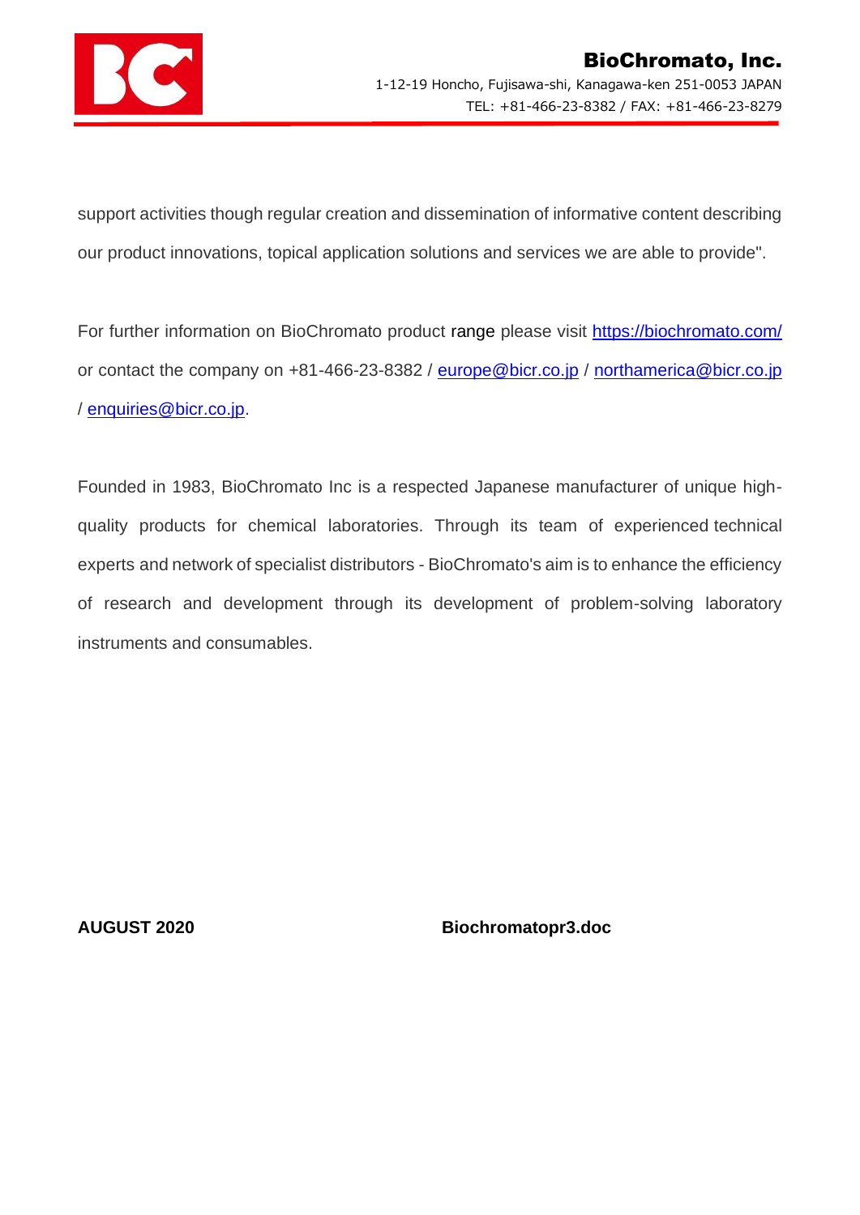support activities though regular creation and dissemination of informative content describing our product innovations, topical application solutions and services we are able to provide".

For further information on BioChromato product range please visit https://biochromato.com/ or contact the company on +81-466-23-8382 / europe@bicr.co.jp / northamerica@bicr.co.jp / enquiries@bicr.co.jp.

Founded in 1983, BioChromato Inc is a respected Japanese manufacturer of unique high-quality products for chemical laboratories. Through its team of experienced technical experts and network of specialist distributors - BioChromato's aim is to enhance the efficiency of research and development through its development of problem-solving laboratory instruments and consumables.

**AUGUST 2020** **Biochromatopr3.doc**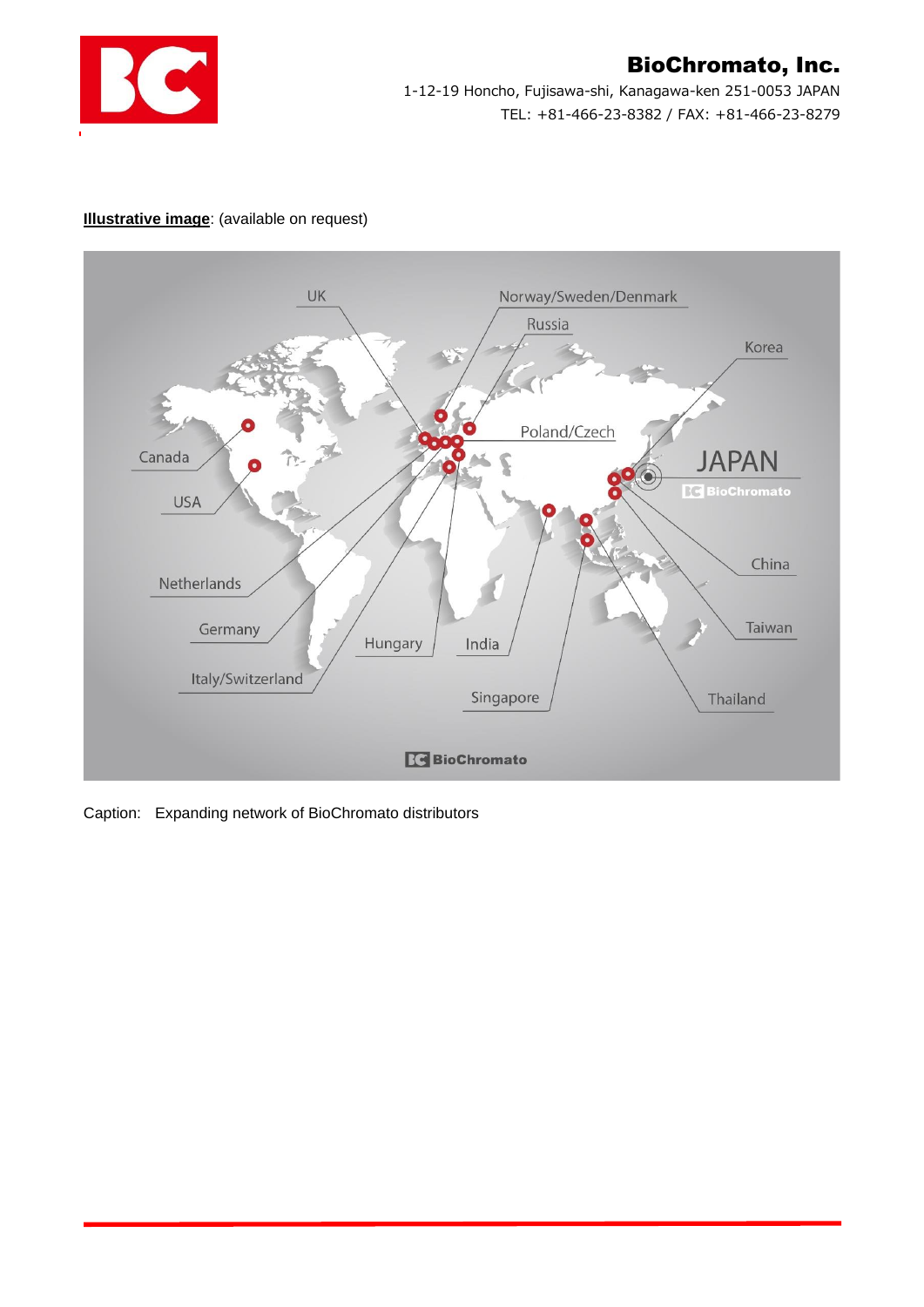**Illustrative image**: (available on request)

UK
Norway/Sweden/Denmark
Russia
Korea
Poland/Czech
Canada
JAPAN
BioChromato
USA
China
Netherlands
Taiwan
Germany
Hungary
India
Italy/Switzerland
Singapore
Thailand
BioChromato

Caption: Expanding network of BioChromato distributors